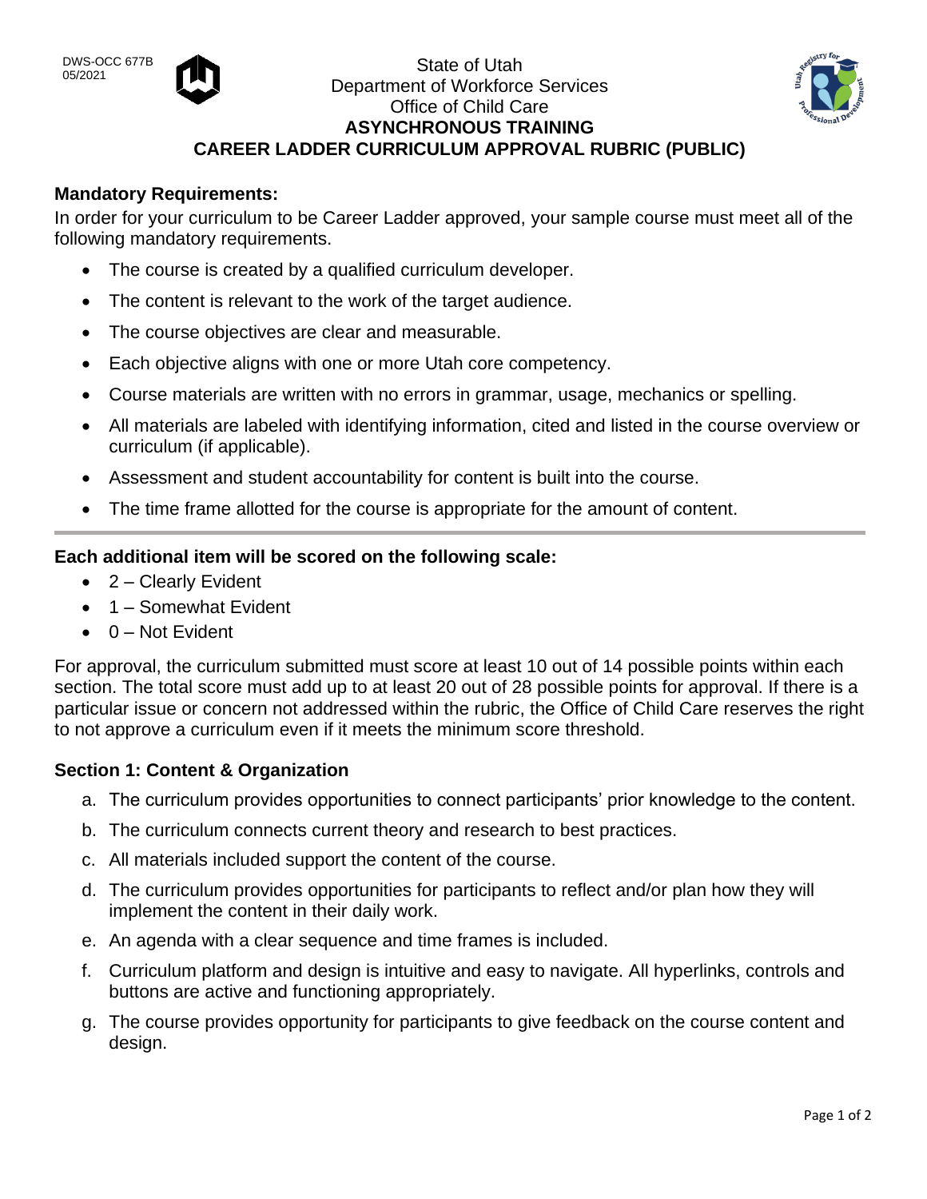DWS-OCC 677B
05/2021

State of Utah
Department of Workforce Services
Office of Child Care

# ASYNCHRONOUS TRAINING
# CAREER LADDER CURRICULUM APPROVAL RUBRIC (PUBLIC)

**Mandatory Requirements:**

In order for your curriculum to be Career Ladder approved, your sample course must meet all of the following mandatory requirements.

- The course is created by a qualified curriculum developer.
- The content is relevant to the work of the target audience.
- The course objectives are clear and measurable.
- Each objective aligns with one or more Utah core competency.
- Course materials are written with no errors in grammar, usage, mechanics or spelling.
- All materials are labeled with identifying information, cited and listed in the course overview or curriculum (if applicable).
- Assessment and student accountability for content is built into the course.
- The time frame allotted for the course is appropriate for the amount of content.

---

**Each additional item will be scored on the following scale:**

- 2 – Clearly Evident
- 1 – Somewhat Evident
- 0 – Not Evident

For approval, the curriculum submitted must score at least 10 out of 14 possible points within each section. The total score must add up to at least 20 out of 28 possible points for approval. If there is a particular issue or concern not addressed within the rubric, the Office of Child Care reserves the right to not approve a curriculum even if it meets the minimum score threshold.

**Section 1: Content & Organization**

a. The curriculum provides opportunities to connect participants' prior knowledge to the content.
b. The curriculum connects current theory and research to best practices.
c. All materials included support the content of the course.
d. The curriculum provides opportunities for participants to reflect and/or plan how they will implement the content in their daily work.
e. An agenda with a clear sequence and time frames is included.
f. Curriculum platform and design is intuitive and easy to navigate. All hyperlinks, controls and buttons are active and functioning appropriately.
g. The course provides opportunity for participants to give feedback on the course content and design.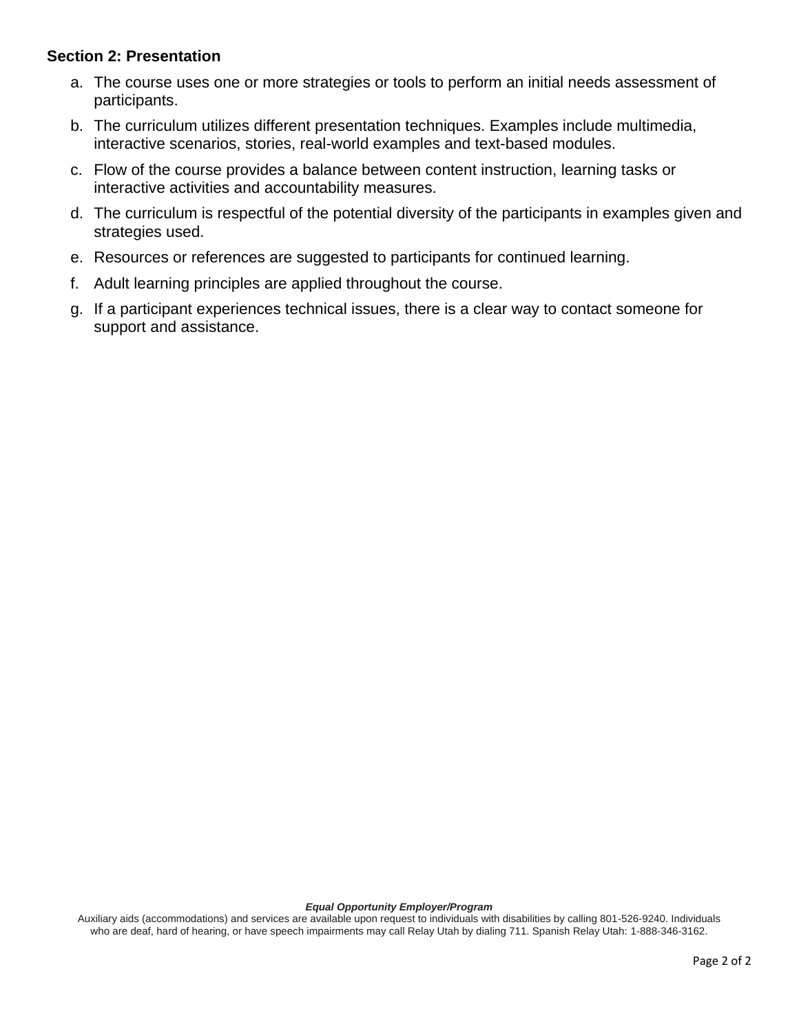**Section 2: Presentation**

a. The course uses one or more strategies or tools to perform an initial needs assessment of participants.

b. The curriculum utilizes different presentation techniques. Examples include multimedia, interactive scenarios, stories, real-world examples and text-based modules.

c. Flow of the course provides a balance between content instruction, learning tasks or interactive activities and accountability measures.

d. The curriculum is respectful of the potential diversity of the participants in examples given and strategies used.

e. Resources or references are suggested to participants for continued learning.

f. Adult learning principles are applied throughout the course.

g. If a participant experiences technical issues, there is a clear way to contact someone for support and assistance.

***Equal Opportunity Employer/Program***

Auxiliary aids (accommodations) and services are available upon request to individuals with disabilities by calling 801-526-9240. Individuals who are deaf, hard of hearing, or have speech impairments may call Relay Utah by dialing 711. Spanish Relay Utah: 1-888-346-3162.